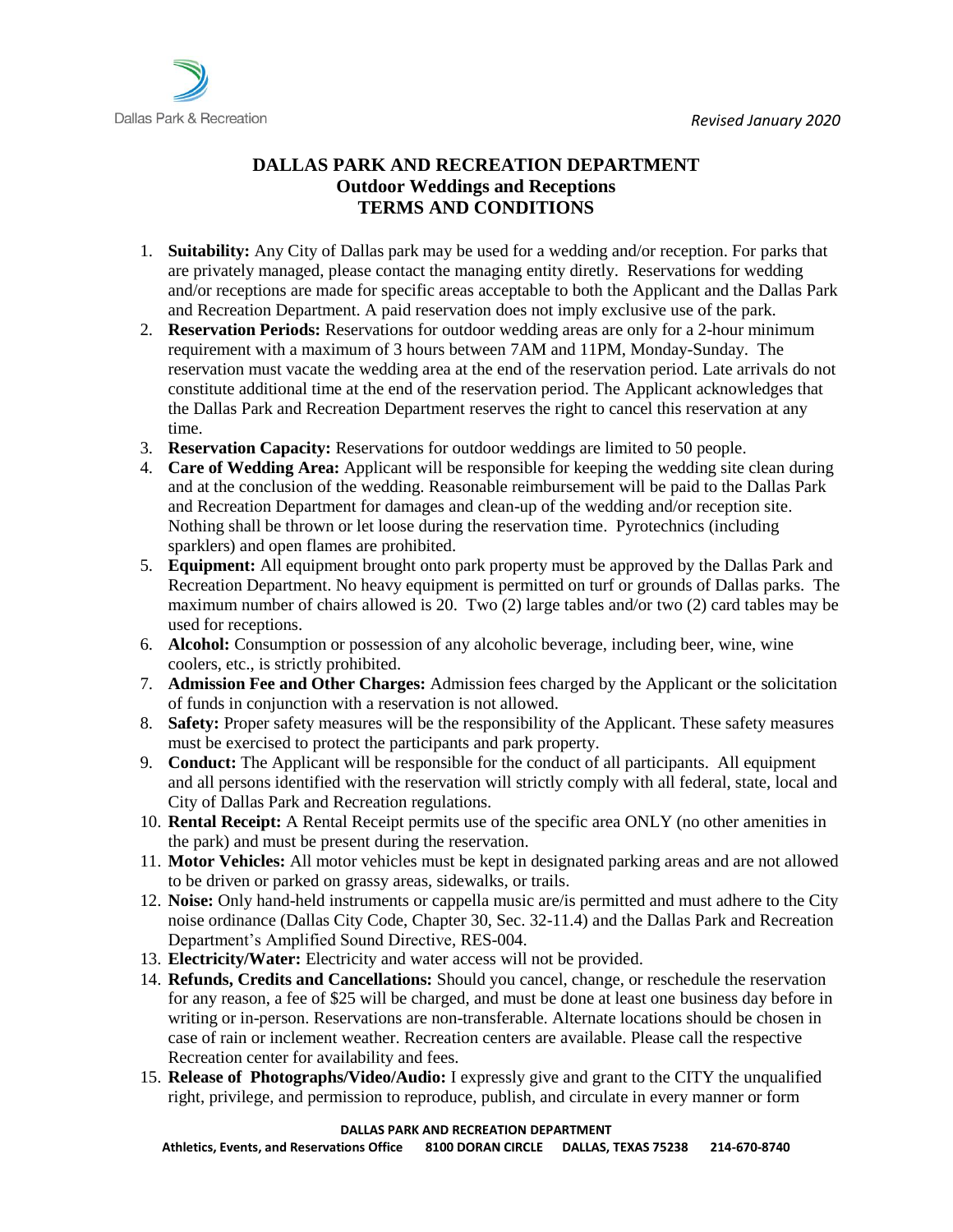*Revised January 2020*

# DALLAS PARK AND RECREATION DEPARTMENT
## Outdoor Weddings and Receptions
## TERMS AND CONDITIONS

1. **Suitability:** Any City of Dallas park may be used for a wedding and/or reception. For parks that are privately managed, please contact the managing entity diretly. Reservations for wedding and/or receptions are made for specific areas acceptable to both the Applicant and the Dallas Park and Recreation Department. A paid reservation does not imply exclusive use of the park.
2. **Reservation Periods:** Reservations for outdoor wedding areas are only for a 2-hour minimum requirement with a maximum of 3 hours between 7AM and 11PM, Monday-Sunday. The reservation must vacate the wedding area at the end of the reservation period. Late arrivals do not constitute additional time at the end of the reservation period. The Applicant acknowledges that the Dallas Park and Recreation Department reserves the right to cancel this reservation at any time.
3. **Reservation Capacity:** Reservations for outdoor weddings are limited to 50 people.
4. **Care of Wedding Area:** Applicant will be responsible for keeping the wedding site clean during and at the conclusion of the wedding. Reasonable reimbursement will be paid to the Dallas Park and Recreation Department for damages and clean-up of the wedding and/or reception site. Nothing shall be thrown or let loose during the reservation time. Pyrotechnics (including sparklers) and open flames are prohibited.
5. **Equipment:** All equipment brought onto park property must be approved by the Dallas Park and Recreation Department. No heavy equipment is permitted on turf or grounds of Dallas parks. The maximum number of chairs allowed is 20. Two (2) large tables and/or two (2) card tables may be used for receptions.
6. **Alcohol:** Consumption or possession of any alcoholic beverage, including beer, wine, wine coolers, etc., is strictly prohibited.
7. **Admission Fee and Other Charges:** Admission fees charged by the Applicant or the solicitation of funds in conjunction with a reservation is not allowed.
8. **Safety:** Proper safety measures will be the responsibility of the Applicant. These safety measures must be exercised to protect the participants and park property.
9. **Conduct:** The Applicant will be responsible for the conduct of all participants. All equipment and all persons identified with the reservation will strictly comply with all federal, state, local and City of Dallas Park and Recreation regulations.
10. **Rental Receipt:** A Rental Receipt permits use of the specific area ONLY (no other amenities in the park) and must be present during the reservation.
11. **Motor Vehicles:** All motor vehicles must be kept in designated parking areas and are not allowed to be driven or parked on grassy areas, sidewalks, or trails.
12. **Noise:** Only hand-held instruments or cappella music are/is permitted and must adhere to the City noise ordinance (Dallas City Code, Chapter 30, Sec. 32-11.4) and the Dallas Park and Recreation Department's Amplified Sound Directive, RES-004.
13. **Electricity/Water:** Electricity and water access will not be provided.
14. **Refunds, Credits and Cancellations:** Should you cancel, change, or reschedule the reservation for any reason, a fee of $25 will be charged, and must be done at least one business day before in writing or in-person. Reservations are non-transferable. Alternate locations should be chosen in case of rain or inclement weather. Recreation centers are available. Please call the respective Recreation center for availability and fees.
15. **Release of Photographs/Video/Audio:** I expressly give and grant to the CITY the unqualified right, privilege, and permission to reproduce, publish, and circulate in every manner or form

**DALLAS PARK AND RECREATION DEPARTMENT**
**Athletics, Events, and Reservations Office 8100 DORAN CIRCLE DALLAS, TEXAS 75238 214-670-8740**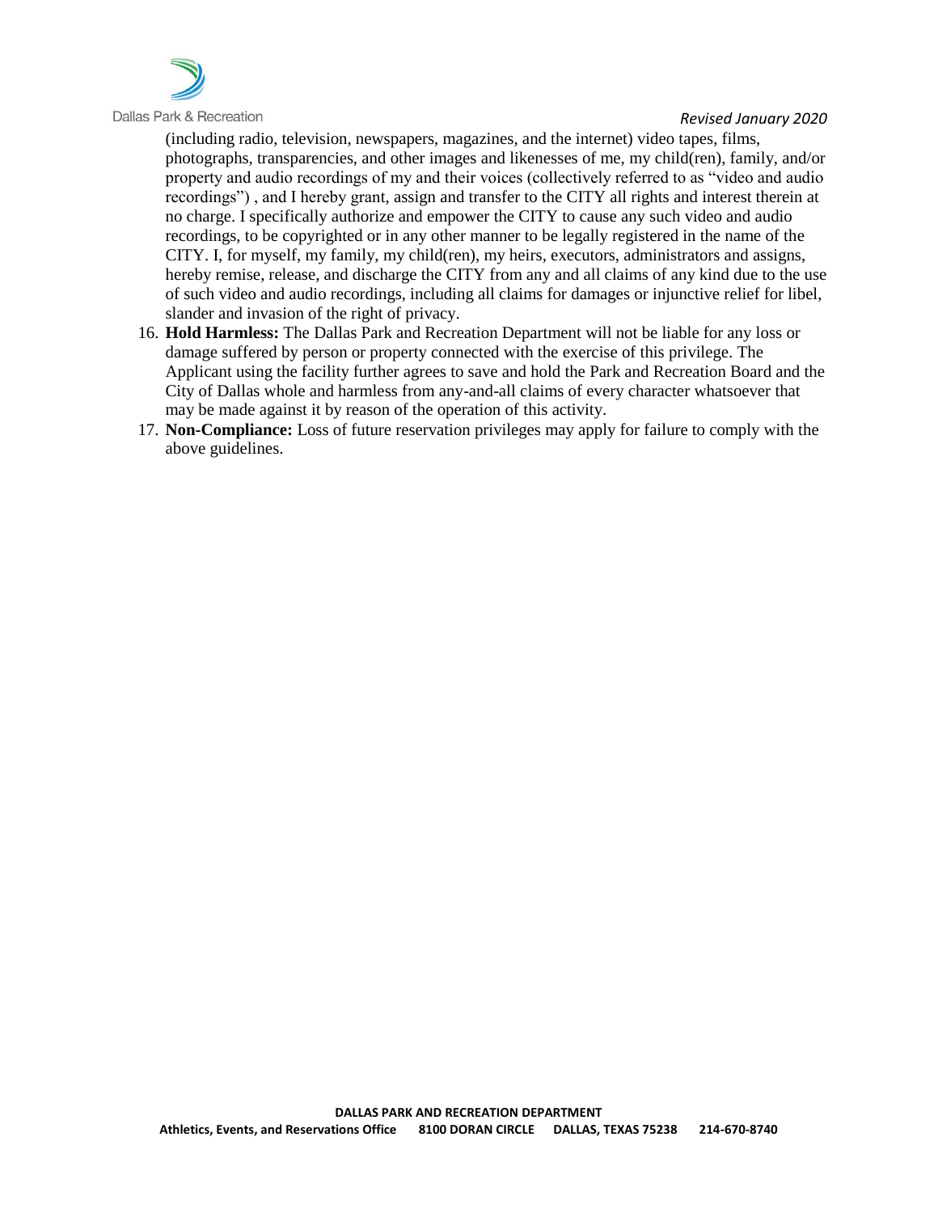(including radio, television, newspapers, magazines, and the internet) video tapes, films, photographs, transparencies, and other images and likenesses of me, my child(ren), family, and/or property and audio recordings of my and their voices (collectively referred to as "video and audio recordings") , and I hereby grant, assign and transfer to the CITY all rights and interest therein at no charge. I specifically authorize and empower the CITY to cause any such video and audio recordings, to be copyrighted or in any other manner to be legally registered in the name of the CITY. I, for myself, my family, my child(ren), my heirs, executors, administrators and assigns, hereby remise, release, and discharge the CITY from any and all claims of any kind due to the use of such video and audio recordings, including all claims for damages or injunctive relief for libel, slander and invasion of the right of privacy.

16. **Hold Harmless:** The Dallas Park and Recreation Department will not be liable for any loss or damage suffered by person or property connected with the exercise of this privilege. The Applicant using the facility further agrees to save and hold the Park and Recreation Board and the City of Dallas whole and harmless from any-and-all claims of every character whatsoever that may be made against it by reason of the operation of this activity.
17. **Non-Compliance:** Loss of future reservation privileges may apply for failure to comply with the above guidelines.